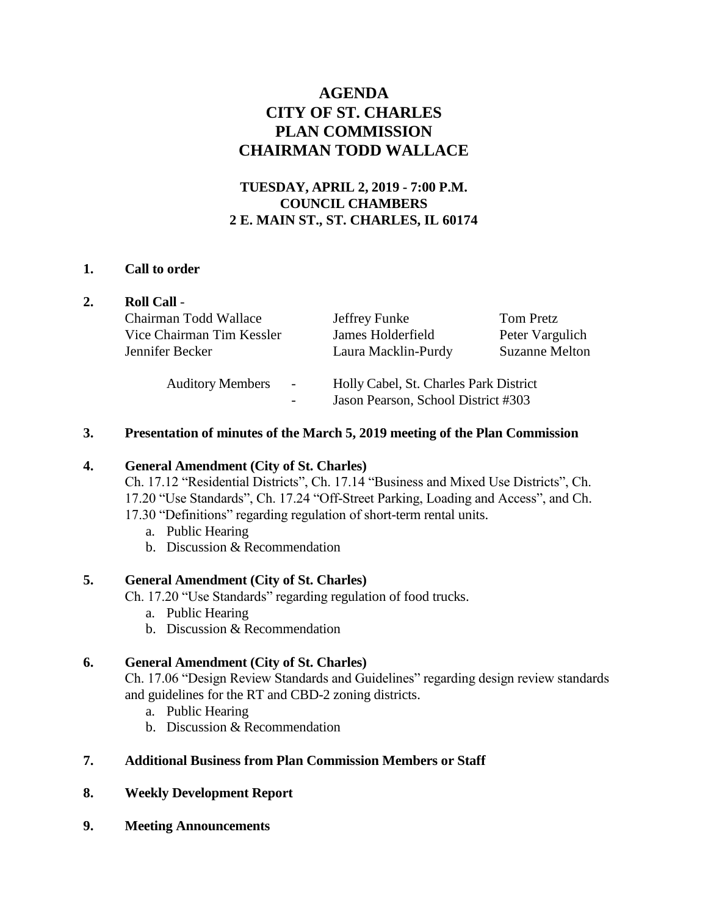# AGENDA
# CITY OF ST. CHARLES
# PLAN COMMISSION
# CHAIRMAN TODD WALLACE

**TUESDAY, APRIL 2, 2019 - 7:00 P.M.**
**COUNCIL CHAMBERS**
**2 E. MAIN ST., ST. CHARLES, IL 60174**

**1. Call to order**

**2. Roll Call** -

| | | |
|---|---|---|
| Chairman Todd Wallace | Jeffrey Funke | Tom Pretz |
| Vice Chairman Tim Kessler | James Holderfield | Peter Vargulich |
| Jennifer Becker | Laura Macklin-Purdy | Suzanne Melton |

Auditory Members - Holly Cabel, St. Charles Park District
- Jason Pearson, School District #303

**3. Presentation of minutes of the March 5, 2019 meeting of the Plan Commission**

**4. General Amendment (City of St. Charles)**

Ch. 17.12 "Residential Districts", Ch. 17.14 "Business and Mixed Use Districts", Ch. 17.20 "Use Standards", Ch. 17.24 "Off-Street Parking, Loading and Access", and Ch. 17.30 "Definitions" regarding regulation of short-term rental units.

a. Public Hearing
b. Discussion & Recommendation

**5. General Amendment (City of St. Charles)**

Ch. 17.20 "Use Standards" regarding regulation of food trucks.

a. Public Hearing
b. Discussion & Recommendation

**6. General Amendment (City of St. Charles)**

Ch. 17.06 "Design Review Standards and Guidelines" regarding design review standards and guidelines for the RT and CBD-2 zoning districts.

a. Public Hearing
b. Discussion & Recommendation

**7. Additional Business from Plan Commission Members or Staff**

**8. Weekly Development Report**

**9. Meeting Announcements**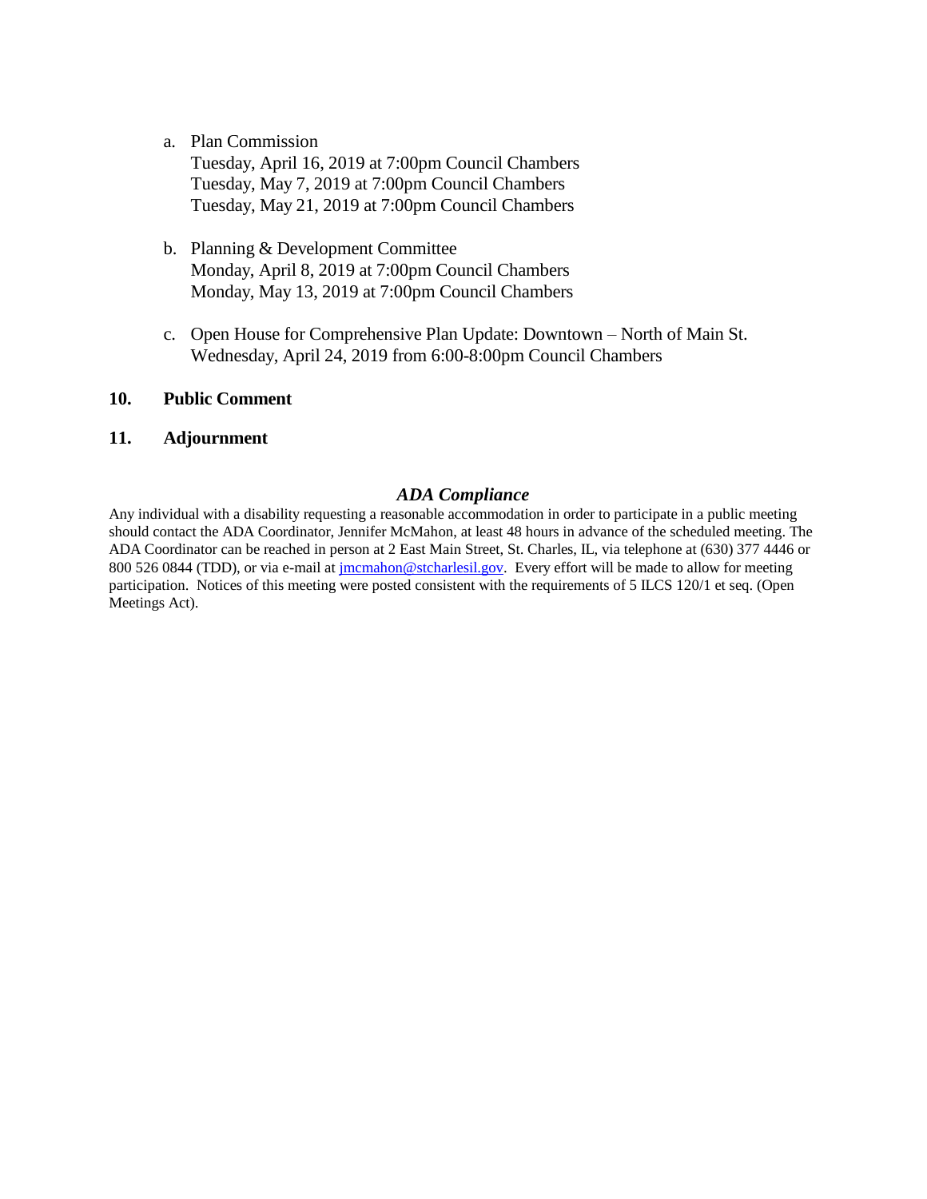a. Plan Commission  
   Tuesday, April 16, 2019 at 7:00pm Council Chambers  
   Tuesday, May 7, 2019 at 7:00pm Council Chambers  
   Tuesday, May 21, 2019 at 7:00pm Council Chambers

b. Planning & Development Committee  
   Monday, April 8, 2019 at 7:00pm Council Chambers  
   Monday, May 13, 2019 at 7:00pm Council Chambers

c. Open House for Comprehensive Plan Update: Downtown – North of Main St.  
   Wednesday, April 24, 2019 from 6:00-8:00pm Council Chambers

**10. Public Comment**

**11. Adjournment**

### *ADA Compliance*

Any individual with a disability requesting a reasonable accommodation in order to participate in a public meeting should contact the ADA Coordinator, Jennifer McMahon, at least 48 hours in advance of the scheduled meeting. The ADA Coordinator can be reached in person at 2 East Main Street, St. Charles, IL, via telephone at (630) 377 4446 or 800 526 0844 (TDD), or via e-mail at jmcmahon@stcharlesil.gov. Every effort will be made to allow for meeting participation. Notices of this meeting were posted consistent with the requirements of 5 ILCS 120/1 et seq. (Open Meetings Act).